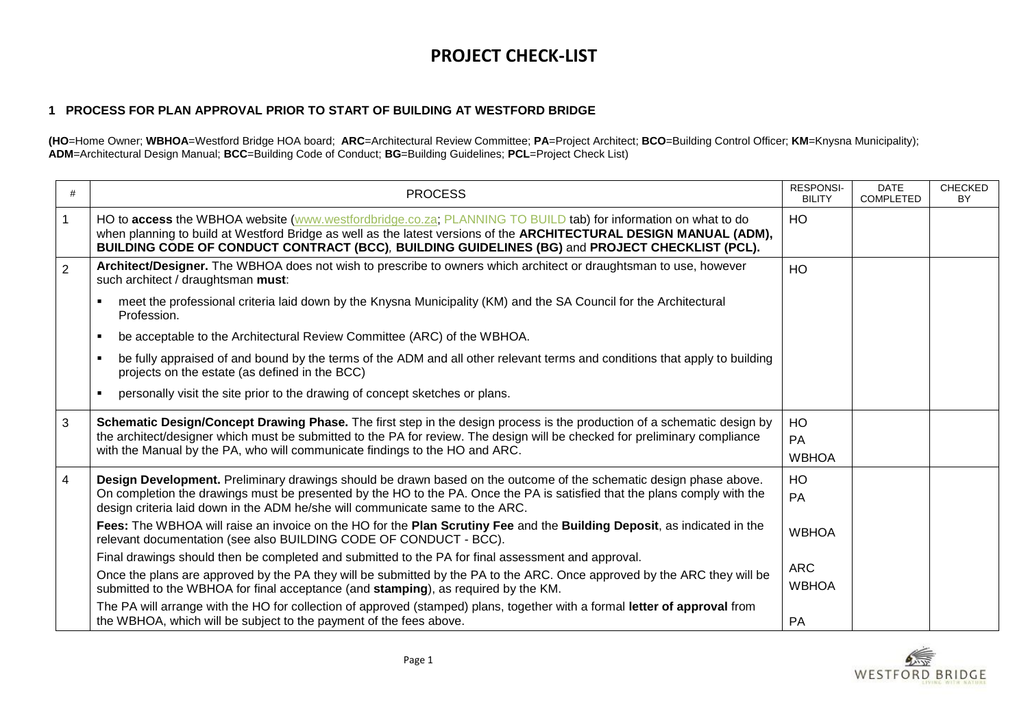# PROJECT CHECK-LIST

## 1 PROCESS FOR PLAN APPROVAL PRIOR TO START OF BUILDING AT WESTFORD BRIDGE

(**HO**=Home Owner; **WBHOA**=Westford Bridge HOA board; **ARC**=Architectural Review Committee; **PA**=Project Architect; **BCO**=Building Control Officer; **KM**=Knysna Municipality); **ADM**=Architectural Design Manual; **BCC**=Building Code of Conduct; **BG**=Building Guidelines; **PCL**=Project Check List)

| # | PROCESS | RESPONSIBILITY | DATE COMPLETED | CHECKED BY |
|---|---|---|---|---|
| 1 | HO to **access** the WBHOA website (www.westfordbridge.co.za; PLANNING TO BUILD tab) for information on what to do when planning to build at Westford Bridge as well as the latest versions of the **ARCHITECTURAL DESIGN MANUAL (ADM), BUILDING CODE OF CONDUCT CONTRACT (BCC)**, **BUILDING GUIDELINES (BG)** and **PROJECT CHECKLIST (PCL).** | HO | | |
| 2 | **Architect/Designer.** The WBHOA does not wish to prescribe to owners which architect or draughtsman to use, however such architect / draughtsman **must**:<br>▪ meet the professional criteria laid down by the Knysna Municipality (KM) and the SA Council for the Architectural Profession.<br>▪ be acceptable to the Architectural Review Committee (ARC) of the WBHOA.<br>▪ be fully appraised of and bound by the terms of the ADM and all other relevant terms and conditions that apply to building projects on the estate (as defined in the BCC)<br>▪ personally visit the site prior to the drawing of concept sketches or plans. | HO | | |
| 3 | **Schematic Design/Concept Drawing Phase.** The first step in the design process is the production of a schematic design by the architect/designer which must be submitted to the PA for review. The design will be checked for preliminary compliance with the Manual by the PA, who will communicate findings to the HO and ARC. | HO<br>PA<br>WBHOA | | |
| 4 | **Design Development.** Preliminary drawings should be drawn based on the outcome of the schematic design phase above. On completion the drawings must be presented by the HO to the PA. Once the PA is satisfied that the plans comply with the design criteria laid down in the ADM he/she will communicate same to the ARC.<br>**Fees:** The WBHOA will raise an invoice on the HO for the **Plan Scrutiny Fee** and the **Building Deposit**, as indicated in the relevant documentation (see also BUILDING CODE OF CONDUCT - BCC).<br>Final drawings should then be completed and submitted to the PA for final assessment and approval.<br>Once the plans are approved by the PA they will be submitted by the PA to the ARC. Once approved by the ARC they will be submitted to the WBHOA for final acceptance (and **stamping**), as required by the KM.<br>The PA will arrange with the HO for collection of approved (stamped) plans, together with a formal **letter of approval** from the WBHOA, which will be subject to the payment of the fees above. | HO<br>PA<br>WBHOA<br>ARC<br>WBHOA<br>PA | | |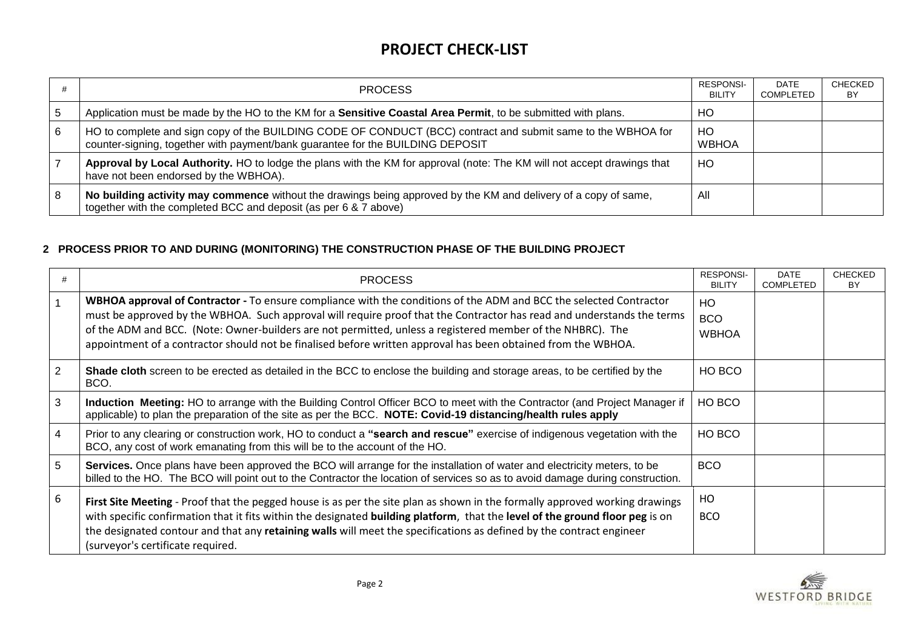# PROJECT CHECK-LIST

| # | PROCESS | RESPONSI-BILITY | DATE COMPLETED | CHECKED BY |
|---|---|---|---|---|
| 5 | Application must be made by the HO to the KM for a **Sensitive Coastal Area Permit**, to be submitted with plans. | HO | | |
| 6 | HO to complete and sign copy of the BUILDING CODE OF CONDUCT (BCC) contract and submit same to the WBHOA for counter-signing, together with payment/bank guarantee for the BUILDING DEPOSIT | HO WBHOA | | |
| 7 | **Approval by Local Authority.** HO to lodge the plans with the KM for approval (note: The KM will not accept drawings that have not been endorsed by the WBHOA). | HO | | |
| 8 | **No building activity may commence** without the drawings being approved by the KM and delivery of a copy of same, together with the completed BCC and deposit (as per 6 & 7 above) | All | | |

## 2 PROCESS PRIOR TO AND DURING (MONITORING) THE CONSTRUCTION PHASE OF THE BUILDING PROJECT

| # | PROCESS | RESPONSI-BILITY | DATE COMPLETED | CHECKED BY |
|---|---|---|---|---|
| 1 | **WBHOA approval of Contractor -** To ensure compliance with the conditions of the ADM and BCC the selected Contractor must be approved by the WBHOA. Such approval will require proof that the Contractor has read and understands the terms of the ADM and BCC. (Note: Owner-builders are not permitted, unless a registered member of the NHBRC). The appointment of a contractor should not be finalised before written approval has been obtained from the WBHOA. | HO BCO WBHOA | | |
| 2 | **Shade cloth** screen to be erected as detailed in the BCC to enclose the building and storage areas, to be certified by the BCO. | HO BCO | | |
| 3 | **Induction Meeting:** HO to arrange with the Building Control Officer BCO to meet with the Contractor (and Project Manager if applicable) to plan the preparation of the site as per the BCC. **NOTE: Covid-19 distancing/health rules apply** | HO BCO | | |
| 4 | Prior to any clearing or construction work, HO to conduct a **"search and rescue"** exercise of indigenous vegetation with the BCO, any cost of work emanating from this will be to the account of the HO. | HO BCO | | |
| 5 | **Services.** Once plans have been approved the BCO will arrange for the installation of water and electricity meters, to be billed to the HO. The BCO will point out to the Contractor the location of services so as to avoid damage during construction. | BCO | | |
| 6 | **First Site Meeting** - Proof that the pegged house is as per the site plan as shown in the formally approved working drawings with specific confirmation that it fits within the designated **building platform**, that the **level of the ground floor peg** is on the designated contour and that any **retaining walls** will meet the specifications as defined by the contract engineer (surveyor's certificate required. | HO BCO | | |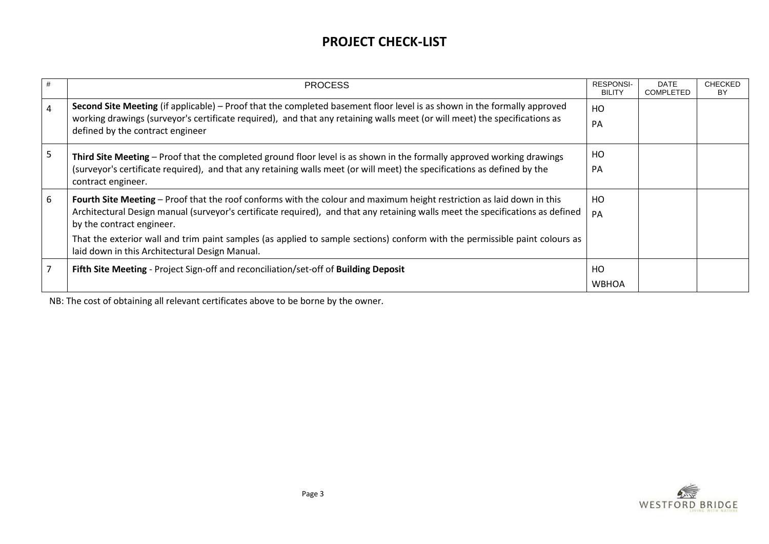# PROJECT CHECK-LIST

| # | PROCESS | RESPONSI-BILITY | DATE COMPLETED | CHECKED BY |
|---|---|---|---|---|
| 4 | **Second Site Meeting** (if applicable) – Proof that the completed basement floor level is as shown in the formally approved working drawings (surveyor's certificate required), and that any retaining walls meet (or will meet) the specifications as defined by the contract engineer | HO<br>PA | | |
| 5 | **Third Site Meeting** – Proof that the completed ground floor level is as shown in the formally approved working drawings (surveyor's certificate required), and that any retaining walls meet (or will meet) the specifications as defined by the contract engineer. | HO<br>PA | | |
| 6 | **Fourth Site Meeting** – Proof that the roof conforms with the colour and maximum height restriction as laid down in this Architectural Design manual (surveyor's certificate required), and that any retaining walls meet the specifications as defined by the contract engineer.<br>That the exterior wall and trim paint samples (as applied to sample sections) conform with the permissible paint colours as laid down in this Architectural Design Manual. | HO<br>PA | | |
| 7 | **Fifth Site Meeting** - Project Sign-off and reconciliation/set-off of **Building Deposit** | HO<br>WBHOA | | |

NB: The cost of obtaining all relevant certificates above to be borne by the owner.